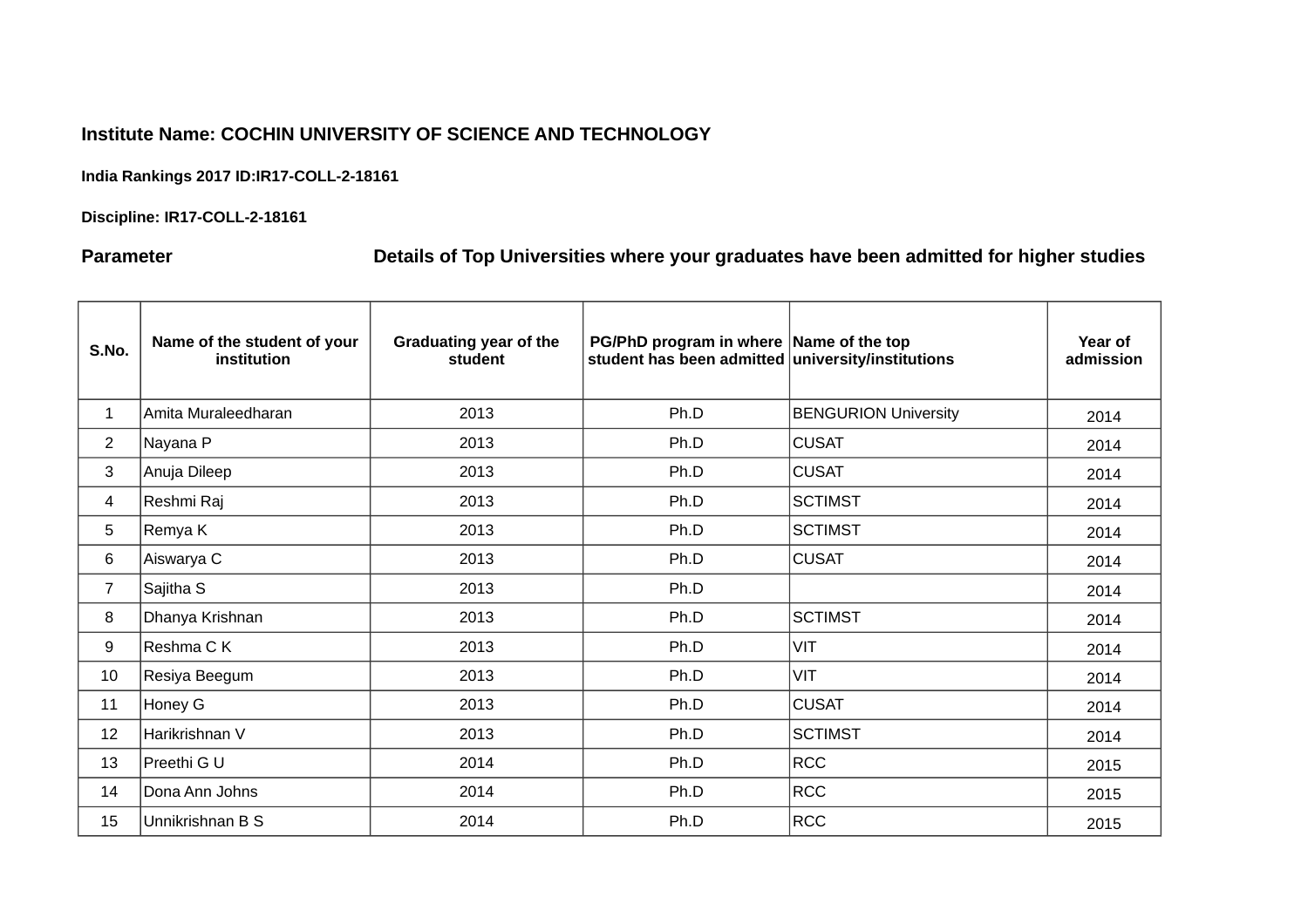**Institute Name: COCHIN UNIVERSITY OF SCIENCE AND TECHNOLOGY**

**India Rankings 2017 ID:IR17-COLL-2-18161**

**Discipline: IR17-COLL-2-18161**

**Parameter** **Details of Top Universities where your graduates have been admitted for higher studies**

| S.No. | Name of the student of your institution | Graduating year of the student | PG/PhD program in where student has been admitted | Name of the top university/institutions | Year of admission |
|---|---|---|---|---|---|
| 1 | Amita Muraleedharan | 2013 | Ph.D | BENGURION University | 2014 |
| 2 | Nayana P | 2013 | Ph.D | CUSAT | 2014 |
| 3 | Anuja Dileep | 2013 | Ph.D | CUSAT | 2014 |
| 4 | Reshmi Raj | 2013 | Ph.D | SCTIMST | 2014 |
| 5 | Remya K | 2013 | Ph.D | SCTIMST | 2014 |
| 6 | Aiswarya C | 2013 | Ph.D | CUSAT | 2014 |
| 7 | Sajitha S | 2013 | Ph.D | | 2014 |
| 8 | Dhanya Krishnan | 2013 | Ph.D | SCTIMST | 2014 |
| 9 | Reshma C K | 2013 | Ph.D | VIT | 2014 |
| 10 | Resiya Beegum | 2013 | Ph.D | VIT | 2014 |
| 11 | Honey G | 2013 | Ph.D | CUSAT | 2014 |
| 12 | Harikrishnan V | 2013 | Ph.D | SCTIMST | 2014 |
| 13 | Preethi G U | 2014 | Ph.D | RCC | 2015 |
| 14 | Dona Ann Johns | 2014 | Ph.D | RCC | 2015 |
| 15 | Unnikrishnan B S | 2014 | Ph.D | RCC | 2015 |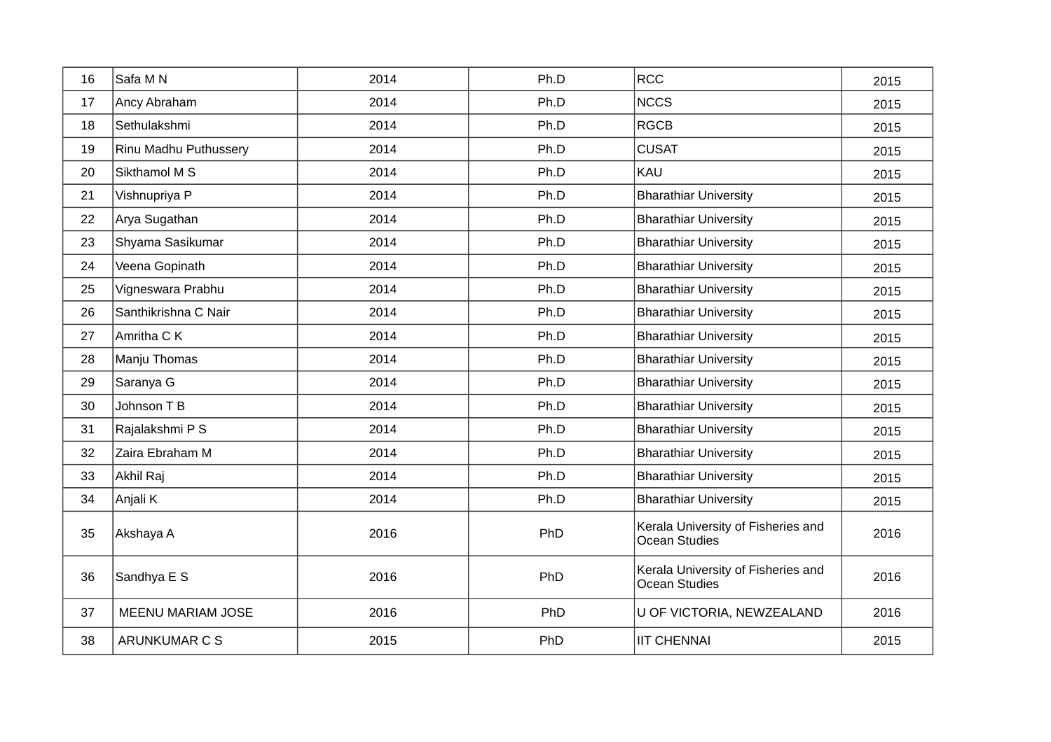| | | | | | |
|---|---|---|---|---|---|
| 16 | Safa M N | 2014 | Ph.D | RCC | 2015 |
| 17 | Ancy Abraham | 2014 | Ph.D | NCCS | 2015 |
| 18 | Sethulakshmi | 2014 | Ph.D | RGCB | 2015 |
| 19 | Rinu Madhu Puthussery | 2014 | Ph.D | CUSAT | 2015 |
| 20 | Sikthamol M S | 2014 | Ph.D | KAU | 2015 |
| 21 | Vishnupriya P | 2014 | Ph.D | Bharathiar University | 2015 |
| 22 | Arya Sugathan | 2014 | Ph.D | Bharathiar University | 2015 |
| 23 | Shyama Sasikumar | 2014 | Ph.D | Bharathiar University | 2015 |
| 24 | Veena Gopinath | 2014 | Ph.D | Bharathiar University | 2015 |
| 25 | Vigneswara Prabhu | 2014 | Ph.D | Bharathiar University | 2015 |
| 26 | Santhikrishna C Nair | 2014 | Ph.D | Bharathiar University | 2015 |
| 27 | Amritha C K | 2014 | Ph.D | Bharathiar University | 2015 |
| 28 | Manju Thomas | 2014 | Ph.D | Bharathiar University | 2015 |
| 29 | Saranya G | 2014 | Ph.D | Bharathiar University | 2015 |
| 30 | Johnson T B | 2014 | Ph.D | Bharathiar University | 2015 |
| 31 | Rajalakshmi P S | 2014 | Ph.D | Bharathiar University | 2015 |
| 32 | Zaira Ebraham M | 2014 | Ph.D | Bharathiar University | 2015 |
| 33 | Akhil Raj | 2014 | Ph.D | Bharathiar University | 2015 |
| 34 | Anjali K | 2014 | Ph.D | Bharathiar University | 2015 |
| 35 | Akshaya A | 2016 | PhD | Kerala University of Fisheries and Ocean Studies | 2016 |
| 36 | Sandhya E S | 2016 | PhD | Kerala University of Fisheries and Ocean Studies | 2016 |
| 37 | MEENU MARIAM JOSE | 2016 | PhD | U OF VICTORIA, NEWZEALAND | 2016 |
| 38 | ARUNKUMAR C S | 2015 | PhD | IIT CHENNAI | 2015 |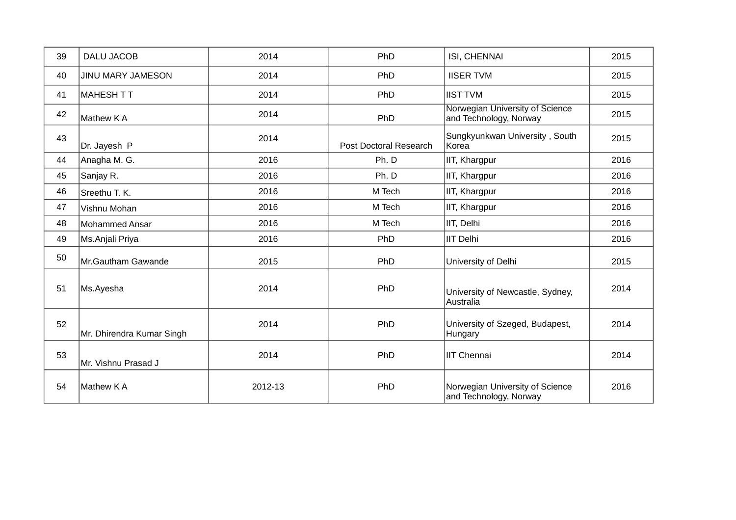| | | | | | |
|---|---|---|---|---|---|
| 39 | DALU JACOB | 2014 | PhD | ISI, CHENNAI | 2015 |
| 40 | JINU MARY JAMESON | 2014 | PhD | IISER TVM | 2015 |
| 41 | MAHESH T T | 2014 | PhD | IIST TVM | 2015 |
| 42 | Mathew K A | 2014 | PhD | Norwegian University of Science and Technology, Norway | 2015 |
| 43 | Dr. Jayesh P | 2014 | Post Doctoral Research | Sungkyunkwan University , South Korea | 2015 |
| 44 | Anagha M. G. | 2016 | Ph. D | IIT, Khargpur | 2016 |
| 45 | Sanjay R. | 2016 | Ph. D | IIT, Khargpur | 2016 |
| 46 | Sreethu T. K. | 2016 | M Tech | IIT, Khargpur | 2016 |
| 47 | Vishnu Mohan | 2016 | M Tech | IIT, Khargpur | 2016 |
| 48 | Mohammed Ansar | 2016 | M Tech | IIT, Delhi | 2016 |
| 49 | Ms.Anjali Priya | 2016 | PhD | IIT Delhi | 2016 |
| 50 | Mr.Gautham Gawande | 2015 | PhD | University of Delhi | 2015 |
| 51 | Ms.Ayesha | 2014 | PhD | University of Newcastle, Sydney, Australia | 2014 |
| 52 | Mr. Dhirendra Kumar Singh | 2014 | PhD | University of Szeged, Budapest, Hungary | 2014 |
| 53 | Mr. Vishnu Prasad J | 2014 | PhD | IIT Chennai | 2014 |
| 54 | Mathew K A | 2012-13 | PhD | Norwegian University of Science and Technology, Norway | 2016 |